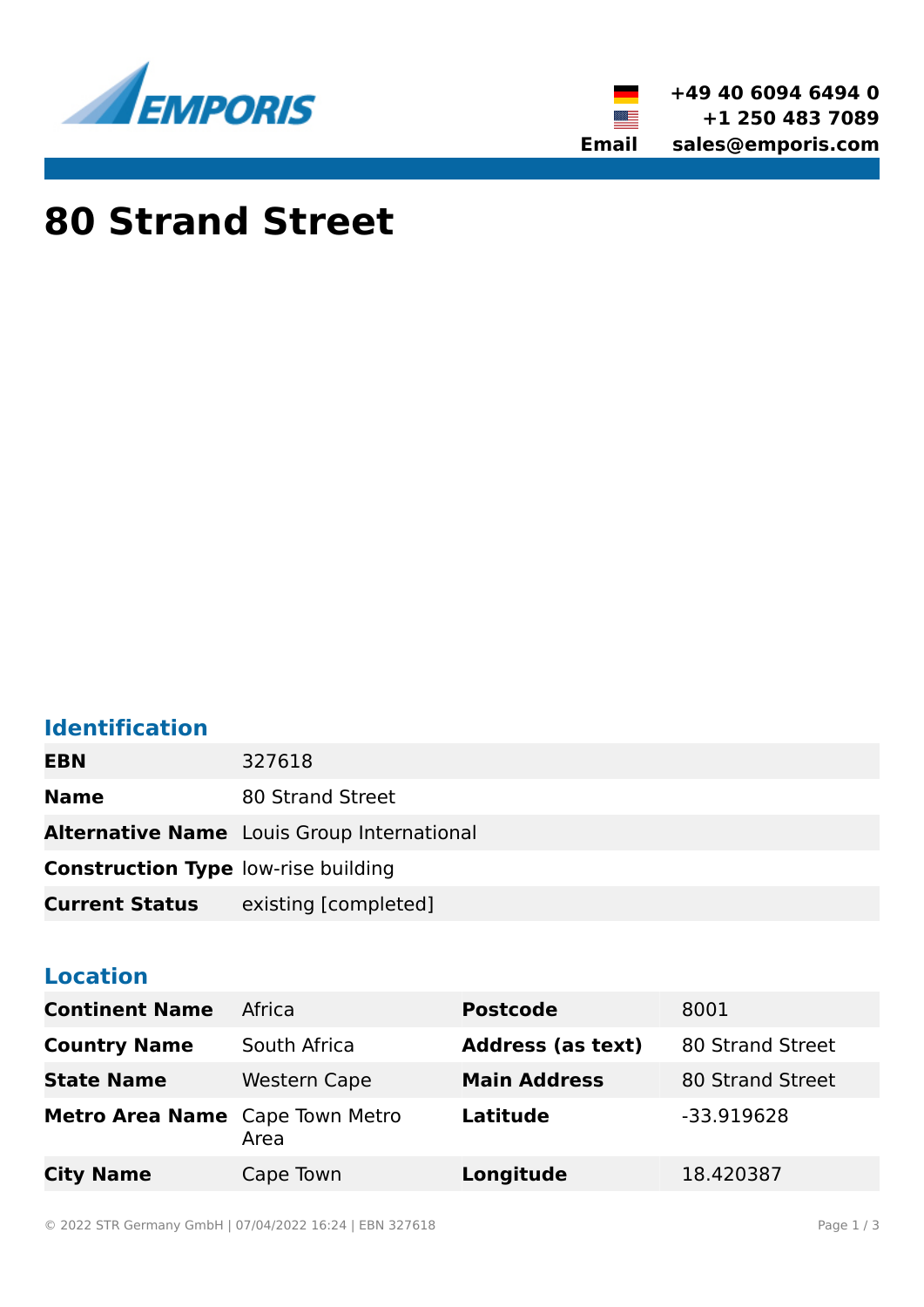EMPORIS

+49 40 6094 6494 0
+1 250 483 7089
Email sales@emporis.com

# 80 Strand Street

## Identification

| | |
|---|---|
| **EBN** | 327618 |
| **Name** | 80 Strand Street |
| **Alternative Name** | Louis Group International |
| **Construction Type** | low-rise building |
| **Current Status** | existing [completed] |

## Location

| | | | |
|---|---|---|---|
| **Continent Name** | Africa | **Postcode** | 8001 |
| **Country Name** | South Africa | **Address (as text)** | 80 Strand Street |
| **State Name** | Western Cape | **Main Address** | 80 Strand Street |
| **Metro Area Name** | Cape Town Metro Area | **Latitude** | -33.919628 |
| **City Name** | Cape Town | **Longitude** | 18.420387 |

© 2022 STR Germany GmbH | 07/04/2022 16:24 | EBN 327618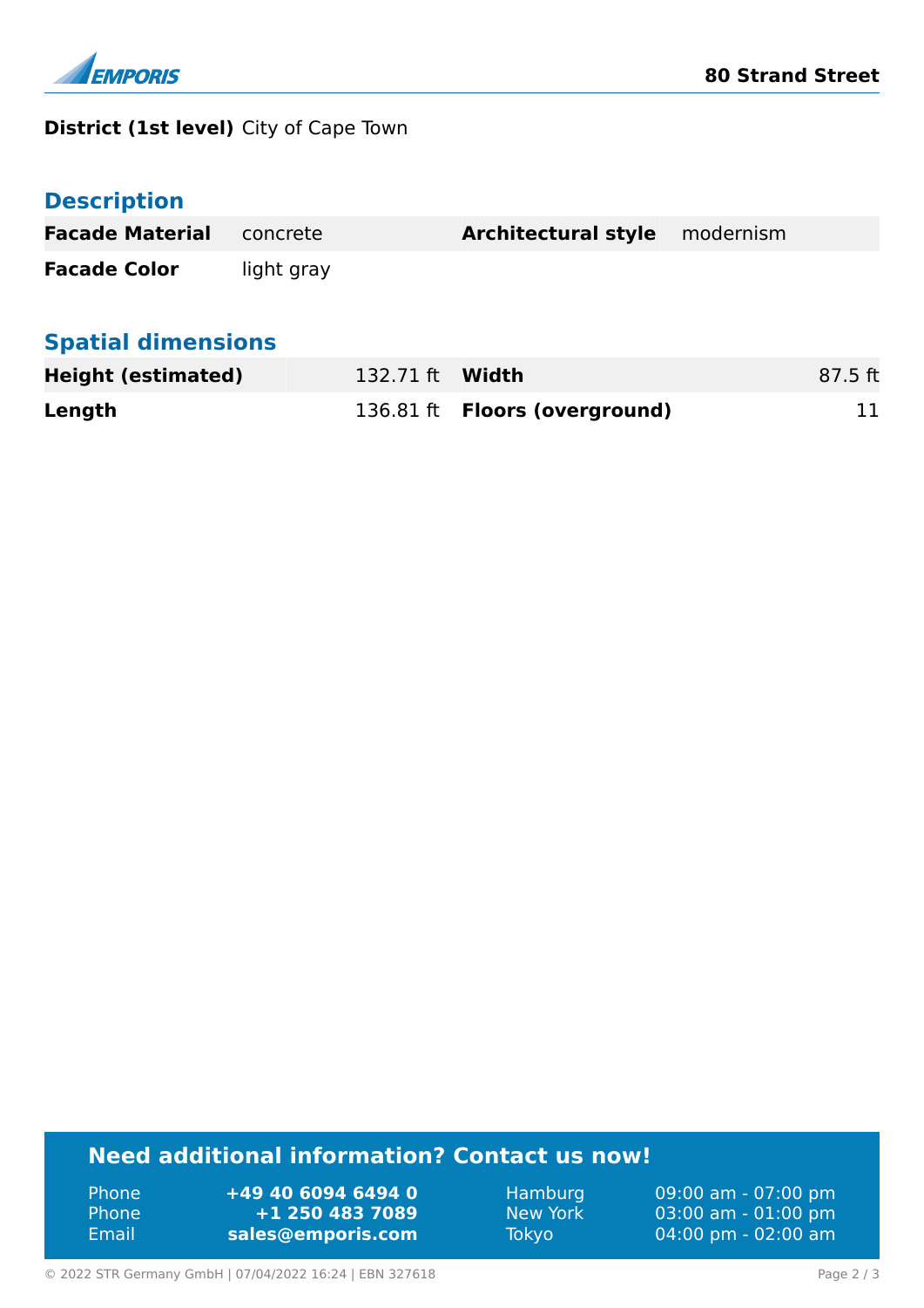**District (1st level)** City of Cape Town

## Description

| | | | |
|---|---|---|---|
| **Facade Material** | concrete | **Architectural style** | modernism |
| **Facade Color** | light gray | | |

## Spatial dimensions

| | | | |
|---|---|---|---|
| **Height (estimated)** | 132.71 ft | **Width** | 87.5 ft |
| **Length** | 136.81 ft | **Floors (overground)** | 11 |

## Need additional information? Contact us now!

| | | | |
|---|---|---|---|
| Phone | **+49 40 6094 6494 0** | Hamburg | 09:00 am - 07:00 pm |
| Phone | **+1 250 483 7089** | New York | 03:00 am - 01:00 pm |
| Email | **sales@emporis.com** | Tokyo | 04:00 pm - 02:00 am |

© 2022 STR Germany GmbH | 07/04/2022 16:24 | EBN 327618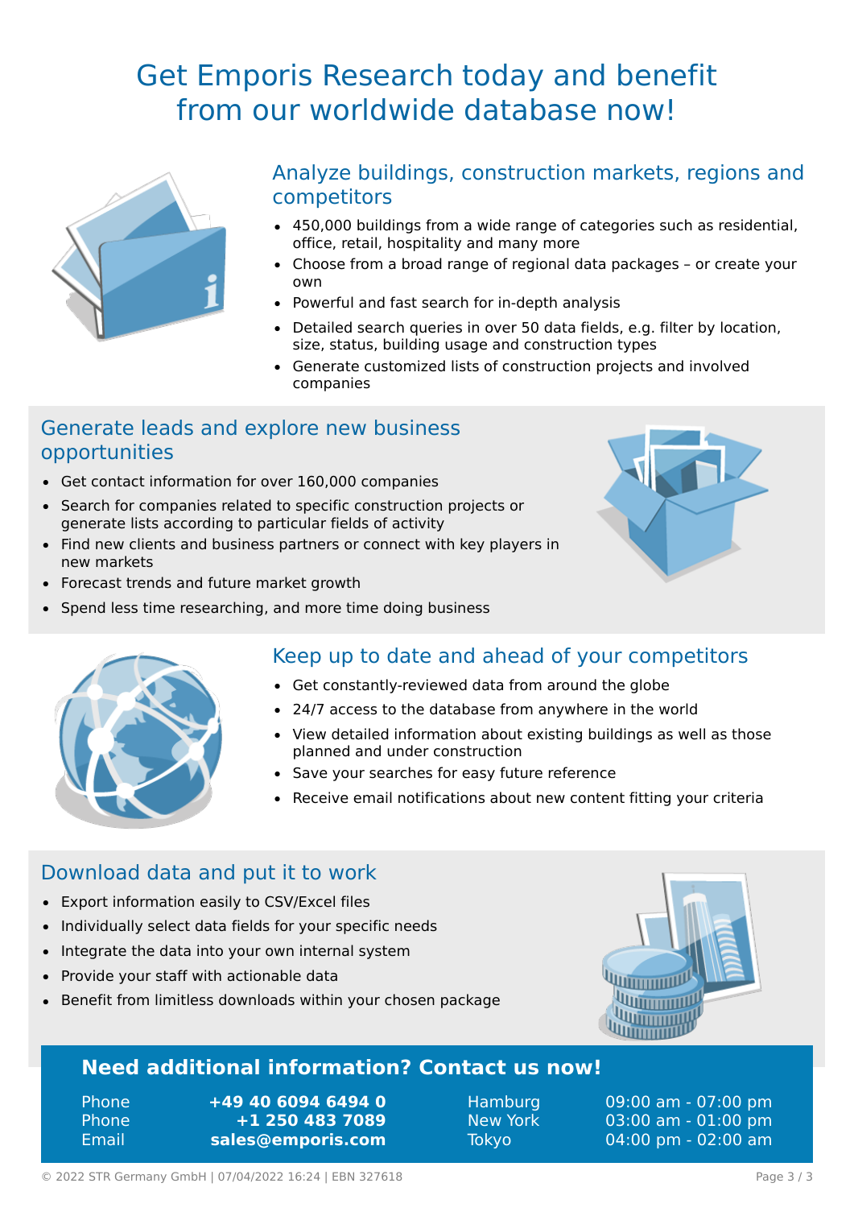# Get Emporis Research today and benefit from our worldwide database now!

## Analyze buildings, construction markets, regions and competitors

- 450,000 buildings from a wide range of categories such as residential, office, retail, hospitality and many more
- Choose from a broad range of regional data packages – or create your own
- Powerful and fast search for in-depth analysis
- Detailed search queries in over 50 data fields, e.g. filter by location, size, status, building usage and construction types
- Generate customized lists of construction projects and involved companies

## Generate leads and explore new business opportunities

- Get contact information for over 160,000 companies
- Search for companies related to specific construction projects or generate lists according to particular fields of activity
- Find new clients and business partners or connect with key players in new markets
- Forecast trends and future market growth
- Spend less time researching, and more time doing business

## Keep up to date and ahead of your competitors

- Get constantly-reviewed data from around the globe
- 24/7 access to the database from anywhere in the world
- View detailed information about existing buildings as well as those planned and under construction
- Save your searches for easy future reference
- Receive email notifications about new content fitting your criteria

## Download data and put it to work

- Export information easily to CSV/Excel files
- Individually select data fields for your specific needs
- Integrate the data into your own internal system
- Provide your staff with actionable data
- Benefit from limitless downloads within your chosen package

## Need additional information? Contact us now!

| | | | |
|---|---|---|---|
| Phone | **+49 40 6094 6494 0** | Hamburg | 09:00 am - 07:00 pm |
| Phone | **+1 250 483 7089** | New York | 03:00 am - 01:00 pm |
| Email | **sales@emporis.com** | Tokyo | 04:00 pm - 02:00 am |

© 2022 STR Germany GmbH | 07/04/2022 16:24 | EBN 327618